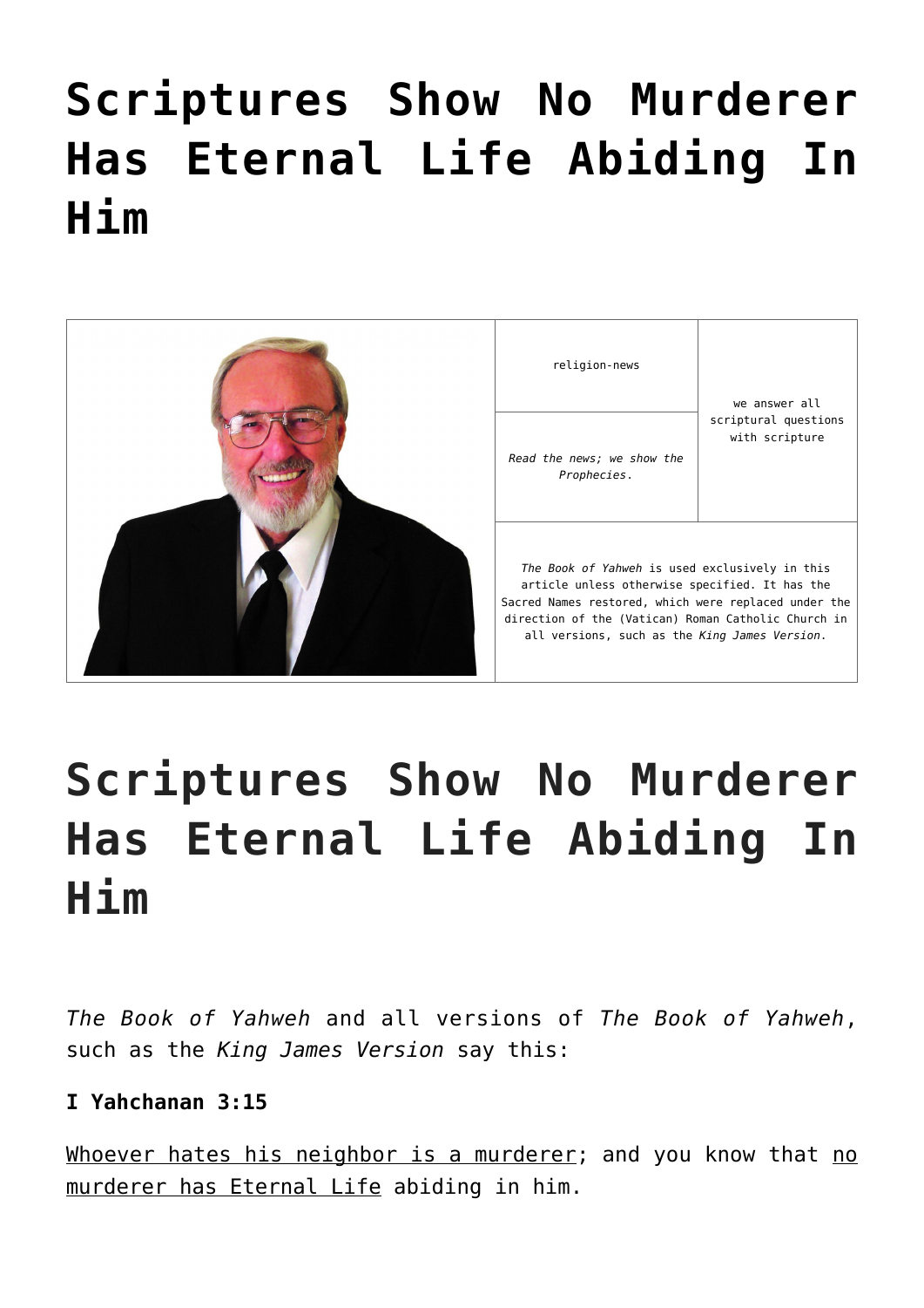# Scriptures Show No Murderer Has Eternal Life Abiding In Him

| | religion-news | we answer all scriptural questions with scripture |
|---|---|---|
| | *Read the news; we show the Prophecies.* | |
| | *The Book of Yahweh* is used exclusively in this article unless otherwise specified. It has the Sacred Names restored, which were replaced under the direction of the (Vatican) Roman Catholic Church in all versions, such as the *King James Version*. | |

# Scriptures Show No Murderer Has Eternal Life Abiding In Him

*The Book of Yahweh* and all versions of *The Book of Yahweh*, such as the *King James Version* say this:

**I Yahchanan 3:15**

Whoever hates his neighbor is a murderer; and you know that no murderer has Eternal Life abiding in him.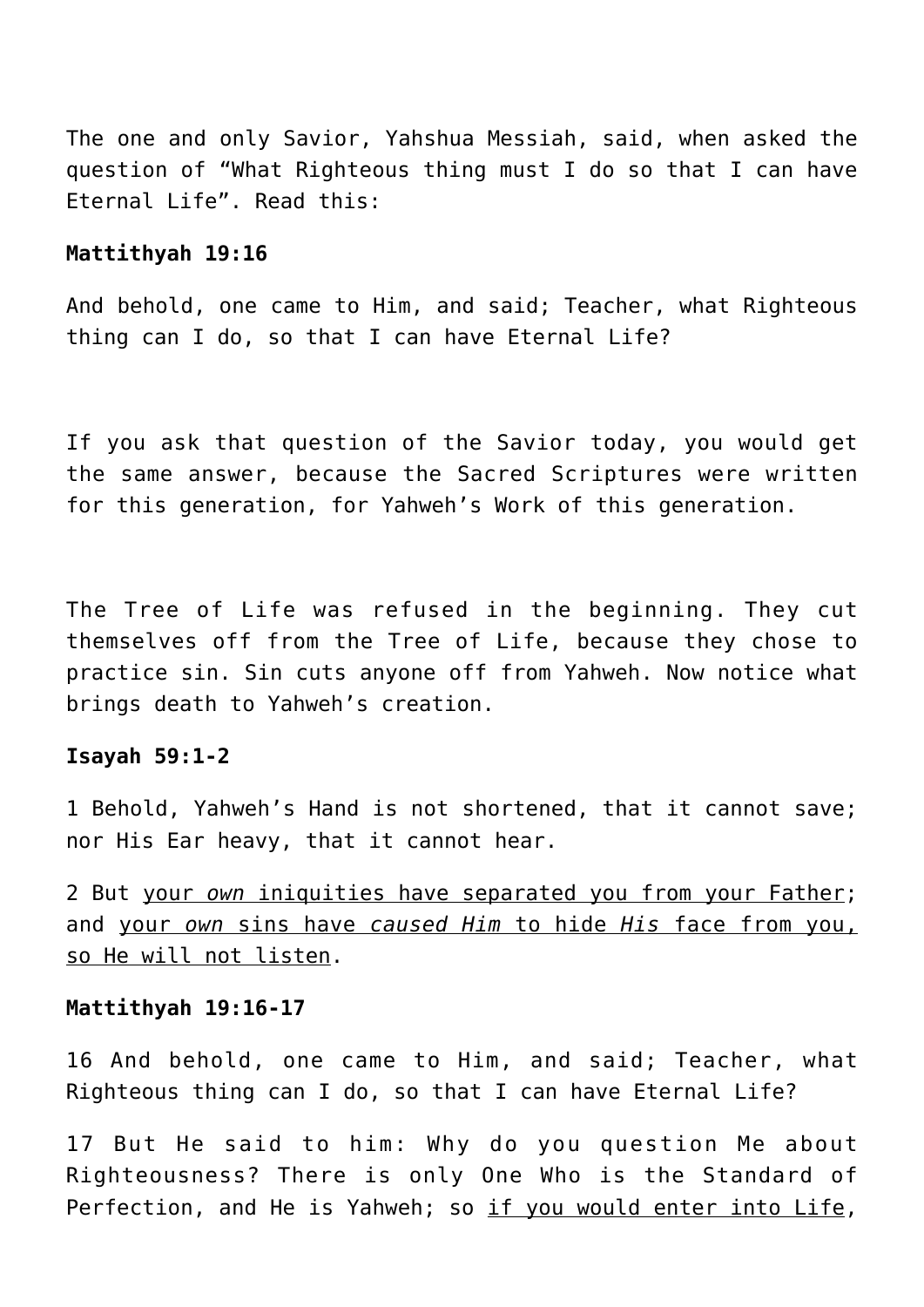The one and only Savior, Yahshua Messiah, said, when asked the question of “What Righteous thing must I do so that I can have Eternal Life”. Read this:

**Mattithyah 19:16**

And behold, one came to Him, and said; Teacher, what Righteous thing can I do, so that I can have Eternal Life?

If you ask that question of the Savior today, you would get the same answer, because the Sacred Scriptures were written for this generation, for Yahweh’s Work of this generation.

The Tree of Life was refused in the beginning. They cut themselves off from the Tree of Life, because they chose to practice sin. Sin cuts anyone off from Yahweh. Now notice what brings death to Yahweh’s creation.

**Isayah 59:1-2**

1 Behold, Yahweh’s Hand is not shortened, that it cannot save; nor His Ear heavy, that it cannot hear.

2 But <u>your *own* iniquities have separated you from your Father</u>; and <u>your *own* sins have *caused Him* to hide *His* face from you, so He will not listen</u>.

**Mattithyah 19:16-17**

16 And behold, one came to Him, and said; Teacher, what Righteous thing can I do, so that I can have Eternal Life?

17 But He said to him: Why do you question Me about Righteousness? There is only One Who is the Standard of Perfection, and He is Yahweh; so <u>if you would enter into Life</u>,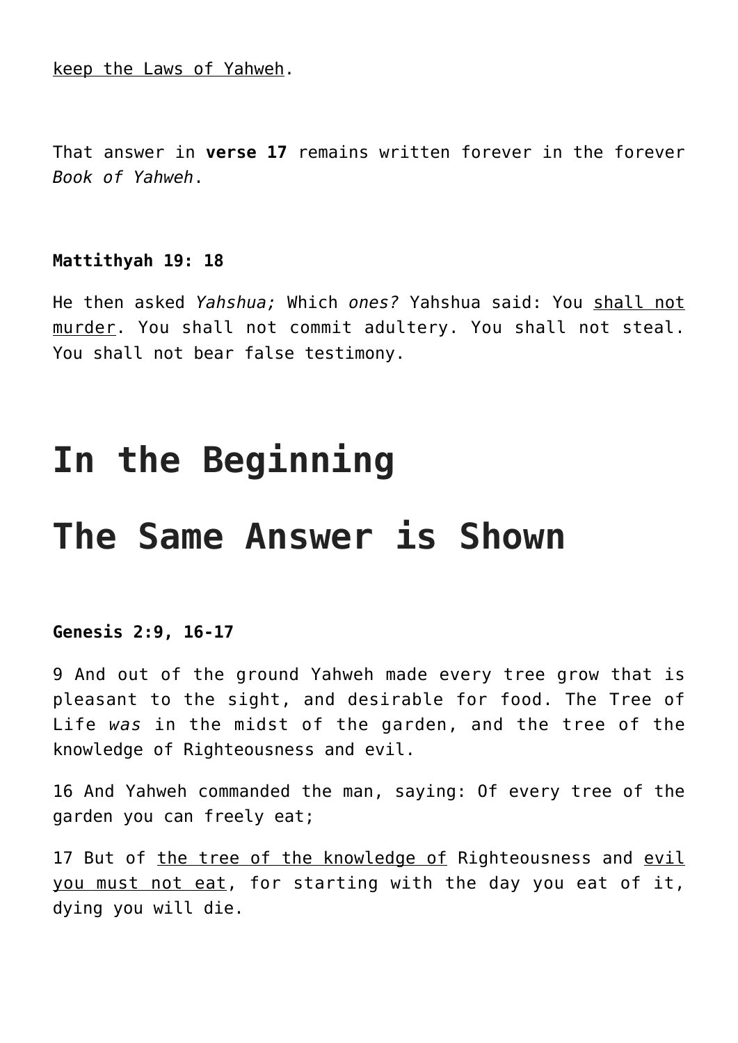<u>keep the Laws of Yahweh</u>.

That answer in **verse 17** remains written forever in the forever *Book of Yahweh*.

**Mattithyah 19: 18**

He then asked *Yahshua;* Which *ones?* Yahshua said: You <u>shall not murder</u>. You shall not commit adultery. You shall not steal. You shall not bear false testimony.

# In the Beginning

# The Same Answer is Shown

**Genesis 2:9, 16-17**

9 And out of the ground Yahweh made every tree grow that is pleasant to the sight, and desirable for food. The Tree of Life *was* in the midst of the garden, and the tree of the knowledge of Righteousness and evil.

16 And Yahweh commanded the man, saying: Of every tree of the garden you can freely eat;

17 But of <u>the tree of the knowledge of</u> Righteousness and <u>evil you must not eat</u>, for starting with the day you eat of it, dying you will die.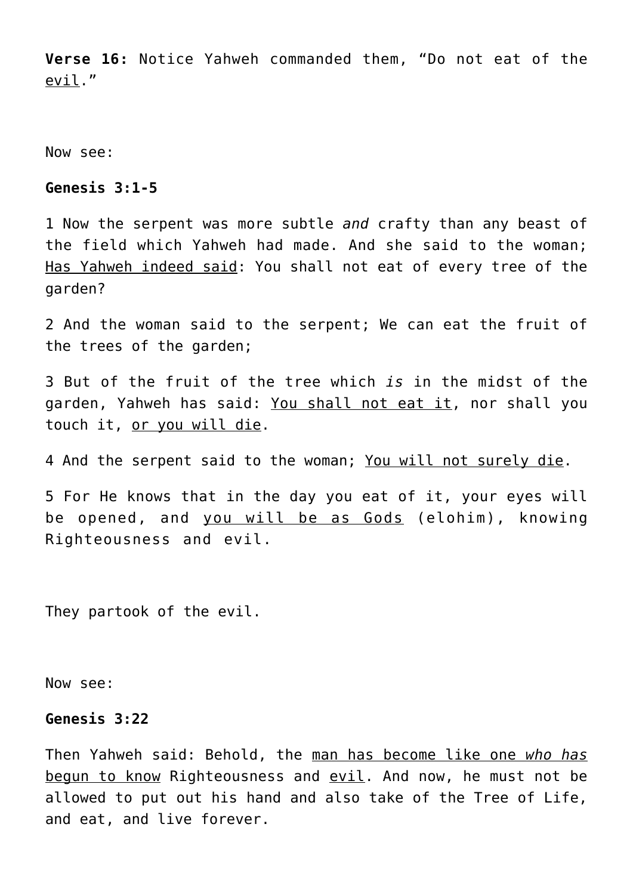**Verse 16:** Notice Yahweh commanded them, “Do not eat of the <u>evil</u>.”

Now see:

**Genesis 3:1-5**

1 Now the serpent was more subtle *and* crafty than any beast of the field which Yahweh had made. And she said to the woman; <u>Has Yahweh indeed said</u>: You shall not eat of every tree of the garden?

2 And the woman said to the serpent; We can eat the fruit of the trees of the garden;

3 But of the fruit of the tree which *is* in the midst of the garden, Yahweh has said: <u>You shall not eat it</u>, nor shall you touch it, <u>or you will die</u>.

4 And the serpent said to the woman; <u>You will not surely die</u>.

5 For He knows that in the day you eat of it, your eyes will be opened, and <u>you will be as Gods</u> (elohim), knowing Righteousness and evil.

They partook of the evil.

Now see:

**Genesis 3:22**

Then Yahweh said: Behold, the <u>man has become like one *who has* begun to know</u> Righteousness and <u>evil</u>. And now, he must not be allowed to put out his hand and also take of the Tree of Life, and eat, and live forever.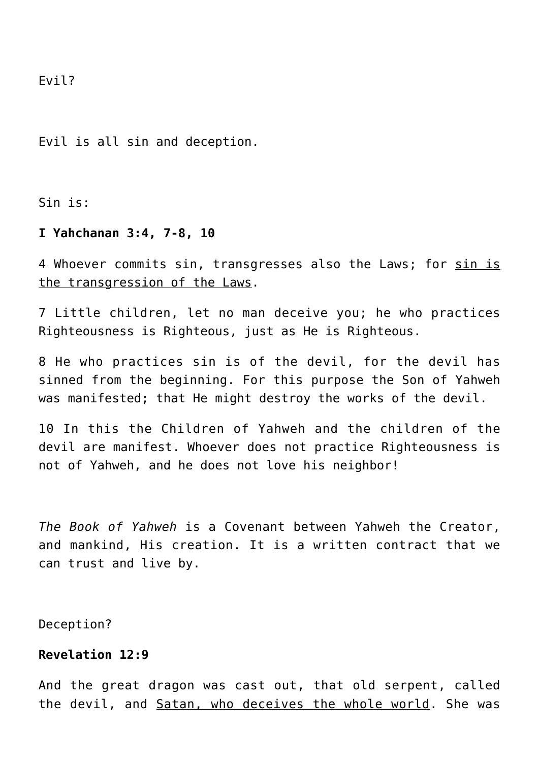Evil?

Evil is all sin and deception.

Sin is:

**I Yahchanan 3:4, 7-8, 10**

4 Whoever commits sin, transgresses also the Laws; for <u>sin is the transgression of the Laws</u>.

7 Little children, let no man deceive you; he who practices Righteousness is Righteous, just as He is Righteous.

8 He who practices sin is of the devil, for the devil has sinned from the beginning. For this purpose the Son of Yahweh was manifested; that He might destroy the works of the devil.

10 In this the Children of Yahweh and the children of the devil are manifest. Whoever does not practice Righteousness is not of Yahweh, and he does not love his neighbor!

*The Book of Yahweh* is a Covenant between Yahweh the Creator, and mankind, His creation. It is a written contract that we can trust and live by.

Deception?

**Revelation 12:9**

And the great dragon was cast out, that old serpent, called the devil, and <u>Satan, who deceives the whole world</u>. She was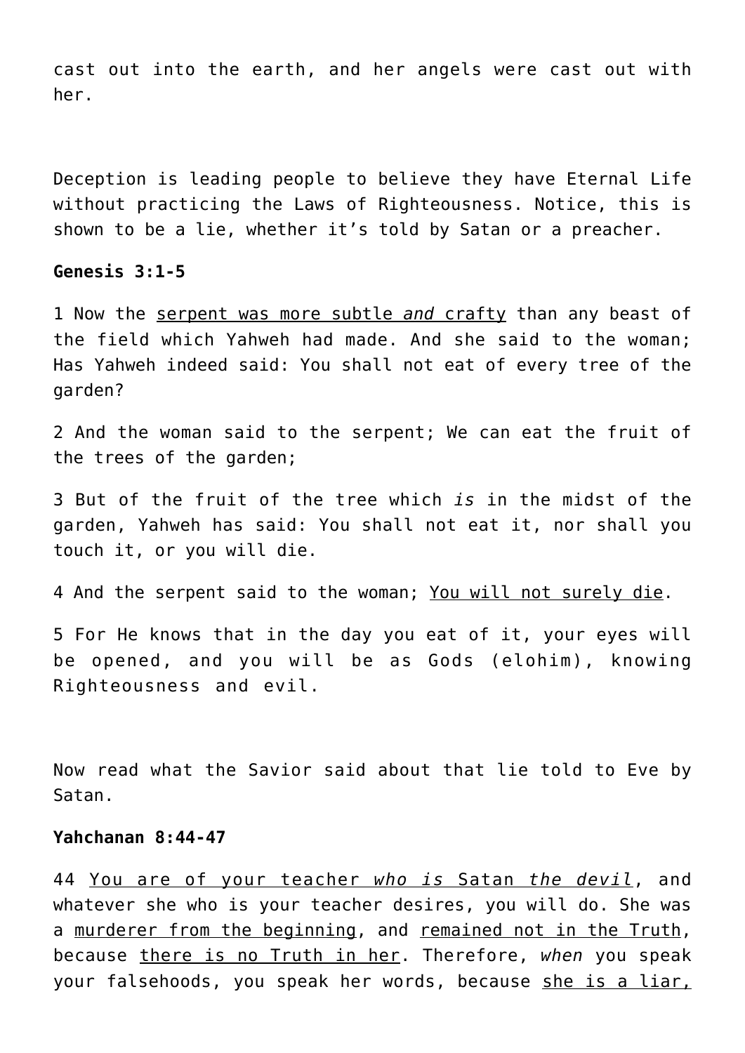cast out into the earth, and her angels were cast out with her.

Deception is leading people to believe they have Eternal Life without practicing the Laws of Righteousness. Notice, this is shown to be a lie, whether it's told by Satan or a preacher.

**Genesis 3:1-5**

1 Now the <u>serpent was more subtle *and* crafty</u> than any beast of the field which Yahweh had made. And she said to the woman; Has Yahweh indeed said: You shall not eat of every tree of the garden?

2 And the woman said to the serpent; We can eat the fruit of the trees of the garden;

3 But of the fruit of the tree which *is* in the midst of the garden, Yahweh has said: You shall not eat it, nor shall you touch it, or you will die.

4 And the serpent said to the woman; <u>You will not surely die</u>.

5 For He knows that in the day you eat of it, your eyes will be opened, and you will be as Gods (elohim), knowing Righteousness and evil.

Now read what the Savior said about that lie told to Eve by Satan.

**Yahchanan 8:44-47**

44 <u>You are of your teacher *who is* Satan *the devil*</u>, and whatever she who is your teacher desires, you will do. She was a <u>murderer from the beginning</u>, and <u>remained not in the Truth</u>, because <u>there is no Truth in her</u>. Therefore, *when* you speak your falsehoods, you speak her words, because <u>she is a liar,</u>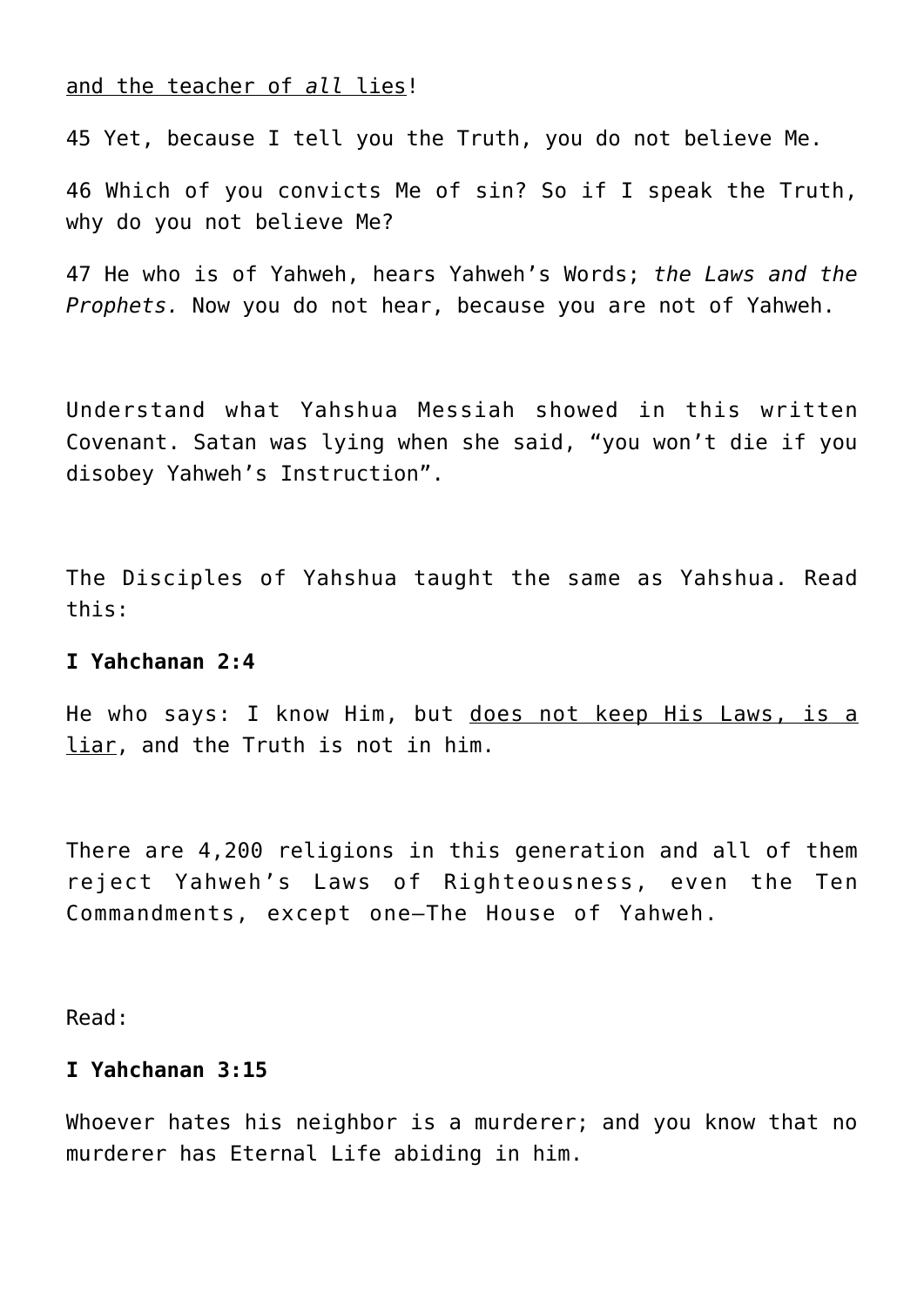<u>and the teacher of *all* lies</u>!

45 Yet, because I tell you the Truth, you do not believe Me.

46 Which of you convicts Me of sin? So if I speak the Truth, why do you not believe Me?

47 He who is of Yahweh, hears Yahweh's Words; *the Laws and the Prophets.* Now you do not hear, because you are not of Yahweh.

Understand what Yahshua Messiah showed in this written Covenant. Satan was lying when she said, "you won't die if you disobey Yahweh's Instruction".

The Disciples of Yahshua taught the same as Yahshua. Read this:

**I Yahchanan 2:4**

He who says: I know Him, but <u>does not keep His Laws, is a liar</u>, and the Truth is not in him.

There are 4,200 religions in this generation and all of them reject Yahweh's Laws of Righteousness, even the Ten Commandments, except one—The House of Yahweh.

Read:

**I Yahchanan 3:15**

Whoever hates his neighbor is a murderer; and you know that no murderer has Eternal Life abiding in him.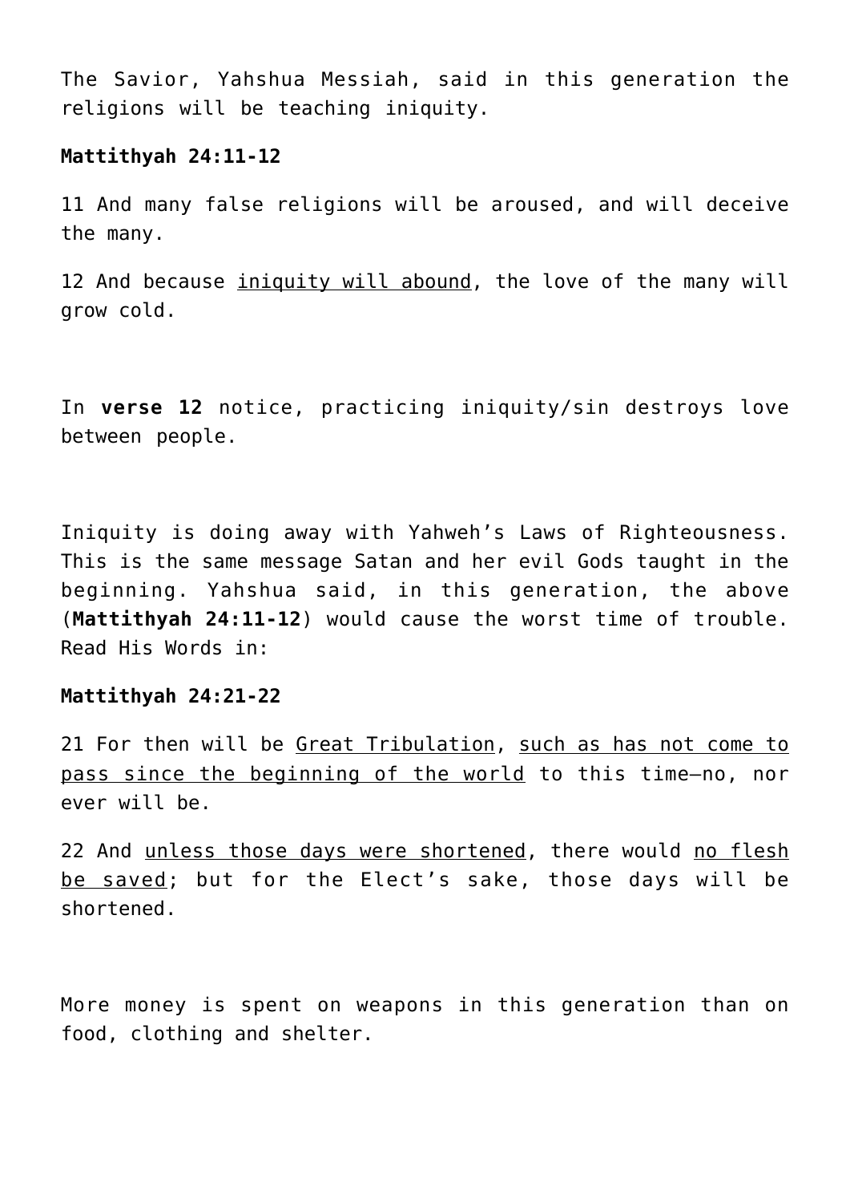The Savior, Yahshua Messiah, said in this generation the religions will be teaching iniquity.

**Mattithyah 24:11-12**

11 And many false religions will be aroused, and will deceive the many.

12 And because <u>iniquity will abound</u>, the love of the many will grow cold.

In **verse 12** notice, practicing iniquity/sin destroys love between people.

Iniquity is doing away with Yahweh's Laws of Righteousness. This is the same message Satan and her evil Gods taught in the beginning. Yahshua said, in this generation, the above (**Mattithyah 24:11-12**) would cause the worst time of trouble. Read His Words in:

**Mattithyah 24:21-22**

21 For then will be <u>Great Tribulation</u>, <u>such as has not come to pass since the beginning of the world</u> to this time—no, nor ever will be.

22 And <u>unless those days were shortened</u>, there would <u>no flesh be saved</u>; but for the Elect's sake, those days will be shortened.

More money is spent on weapons in this generation than on food, clothing and shelter.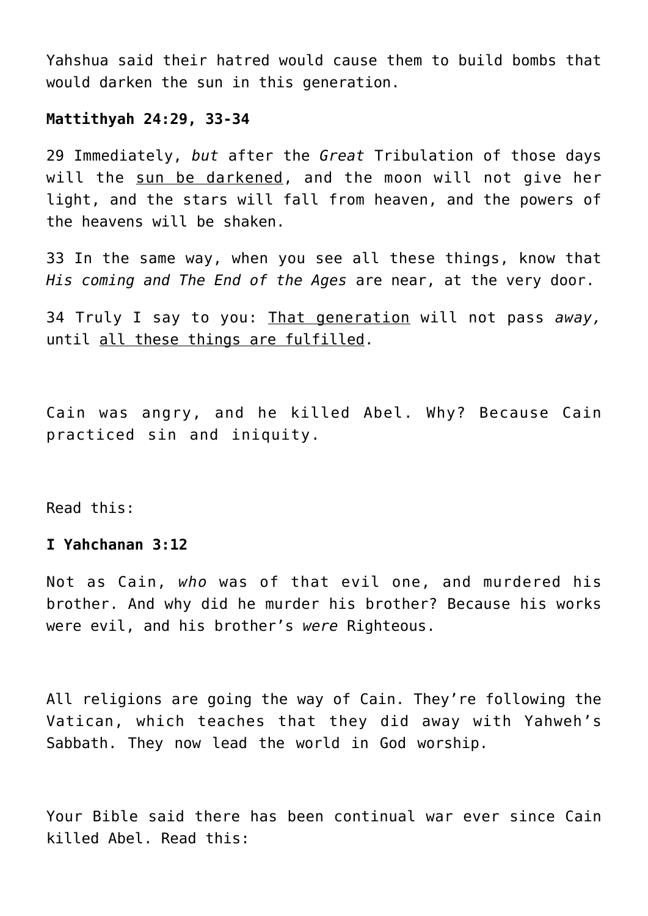Yahshua said their hatred would cause them to build bombs that would darken the sun in this generation.

**Mattithyah 24:29, 33-34**

29 Immediately, *but* after the *Great* Tribulation of those days will the <u>sun be darkened</u>, and the moon will not give her light, and the stars will fall from heaven, and the powers of the heavens will be shaken.

33 In the same way, when you see all these things, know that *His coming and The End of the Ages* are near, at the very door.

34 Truly I say to you: <u>That generation</u> will not pass *away,* until <u>all these things are fulfilled</u>.

Cain was angry, and he killed Abel. Why? Because Cain practiced sin and iniquity.

Read this:

**I Yahchanan 3:12**

Not as Cain, *who* was of that evil one, and murdered his brother. And why did he murder his brother? Because his works were evil, and his brother's *were* Righteous.

All religions are going the way of Cain. They're following the Vatican, which teaches that they did away with Yahweh's Sabbath. They now lead the world in God worship.

Your Bible said there has been continual war ever since Cain killed Abel. Read this: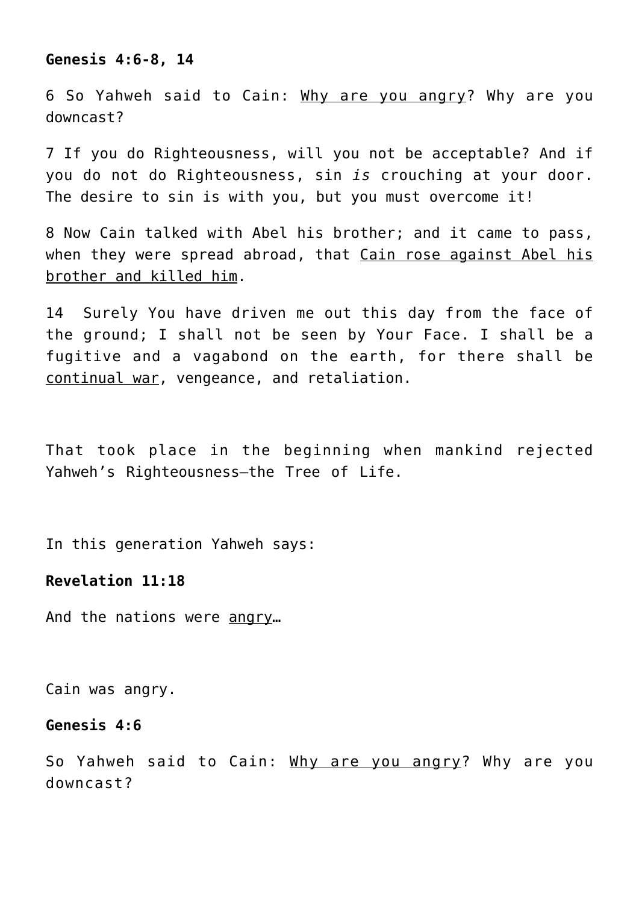**Genesis 4:6-8, 14**

6 So Yahweh said to Cain: <u>Why are you angry</u>? Why are you downcast?

7 If you do Righteousness, will you not be acceptable? And if you do not do Righteousness, sin *is* crouching at your door. The desire to sin is with you, but you must overcome it!

8 Now Cain talked with Abel his brother; and it came to pass, when they were spread abroad, that <u>Cain rose against Abel his brother and killed him</u>.

14 Surely You have driven me out this day from the face of the ground; I shall not be seen by Your Face. I shall be a fugitive and a vagabond on the earth, for there shall be <u>continual war</u>, vengeance, and retaliation.

That took place in the beginning when mankind rejected Yahweh's Righteousness—the Tree of Life.

In this generation Yahweh says:

**Revelation 11:18**

And the nations were <u>angry</u>…

Cain was angry.

**Genesis 4:6**

So Yahweh said to Cain: <u>Why are you angry</u>? Why are you downcast?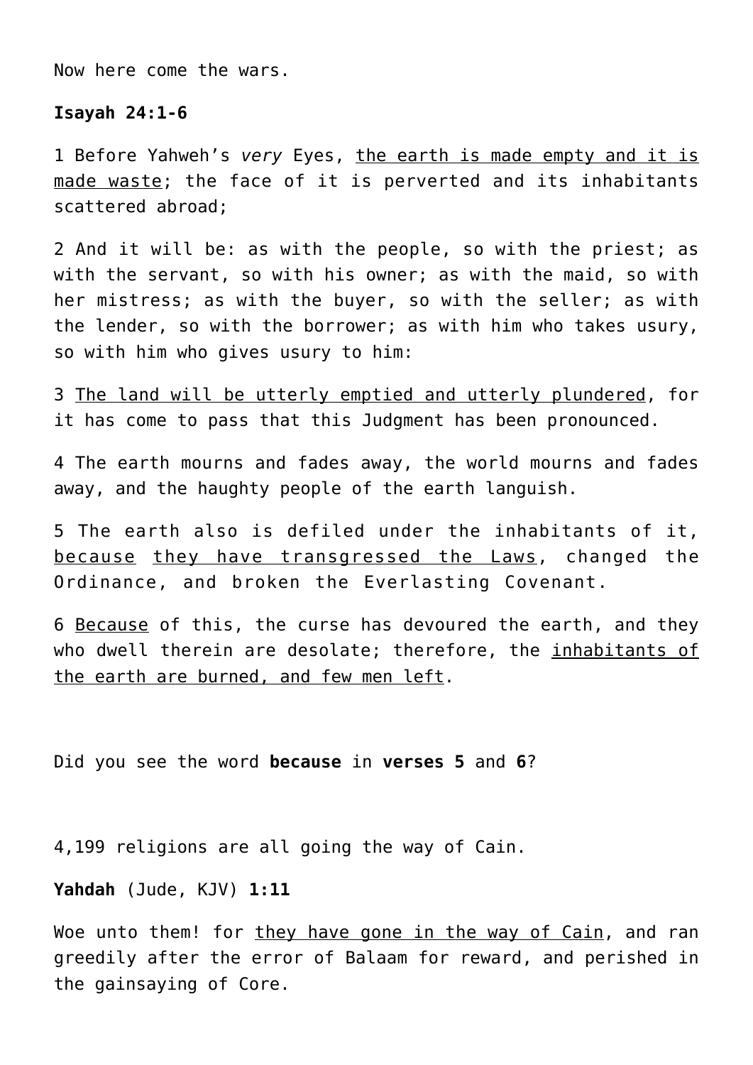Now here come the wars.

**Isayah 24:1-6**

1 Before Yahweh's *very* Eyes, <u>the earth is made empty and it is made waste</u>; the face of it is perverted and its inhabitants scattered abroad;

2 And it will be: as with the people, so with the priest; as with the servant, so with his owner; as with the maid, so with her mistress; as with the buyer, so with the seller; as with the lender, so with the borrower; as with him who takes usury, so with him who gives usury to him:

3 <u>The land will be utterly emptied and utterly plundered</u>, for it has come to pass that this Judgment has been pronounced.

4 The earth mourns and fades away, the world mourns and fades away, and the haughty people of the earth languish.

5 The earth also is defiled under the inhabitants of it, <u>because</u> <u>they have transgressed the Laws</u>, changed the Ordinance, and broken the Everlasting Covenant.

6 <u>Because</u> of this, the curse has devoured the earth, and they who dwell therein are desolate; therefore, the <u>inhabitants of the earth are burned, and few men left</u>.

Did you see the word **because** in **verses 5** and **6**?

4,199 religions are all going the way of Cain.

**Yahdah** (Jude, KJV) **1:11**

Woe unto them! for <u>they have gone in the way of Cain</u>, and ran greedily after the error of Balaam for reward, and perished in the gainsaying of Core.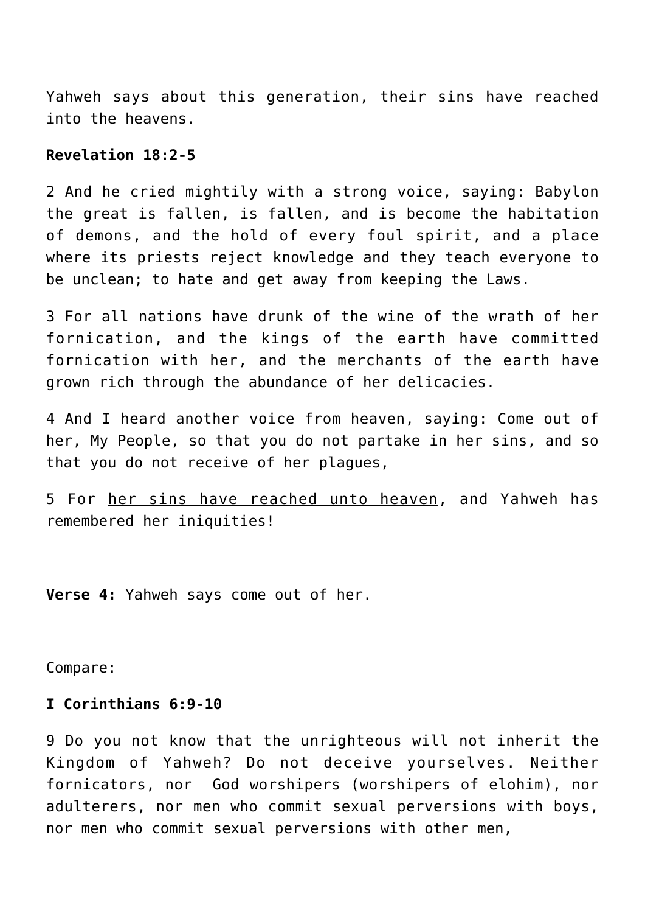Yahweh says about this generation, their sins have reached into the heavens.

**Revelation 18:2-5**

2 And he cried mightily with a strong voice, saying: Babylon the great is fallen, is fallen, and is become the habitation of demons, and the hold of every foul spirit, and a place where its priests reject knowledge and they teach everyone to be unclean; to hate and get away from keeping the Laws.

3 For all nations have drunk of the wine of the wrath of her fornication, and the kings of the earth have committed fornication with her, and the merchants of the earth have grown rich through the abundance of her delicacies.

4 And I heard another voice from heaven, saying: Come out of her, My People, so that you do not partake in her sins, and so that you do not receive of her plagues,

5 For her sins have reached unto heaven, and Yahweh has remembered her iniquities!

**Verse 4:** Yahweh says come out of her.

Compare:

**I Corinthians 6:9-10**

9 Do you not know that the unrighteous will not inherit the Kingdom of Yahweh? Do not deceive yourselves. Neither fornicators, nor God worshipers (worshipers of elohim), nor adulterers, nor men who commit sexual perversions with boys, nor men who commit sexual perversions with other men,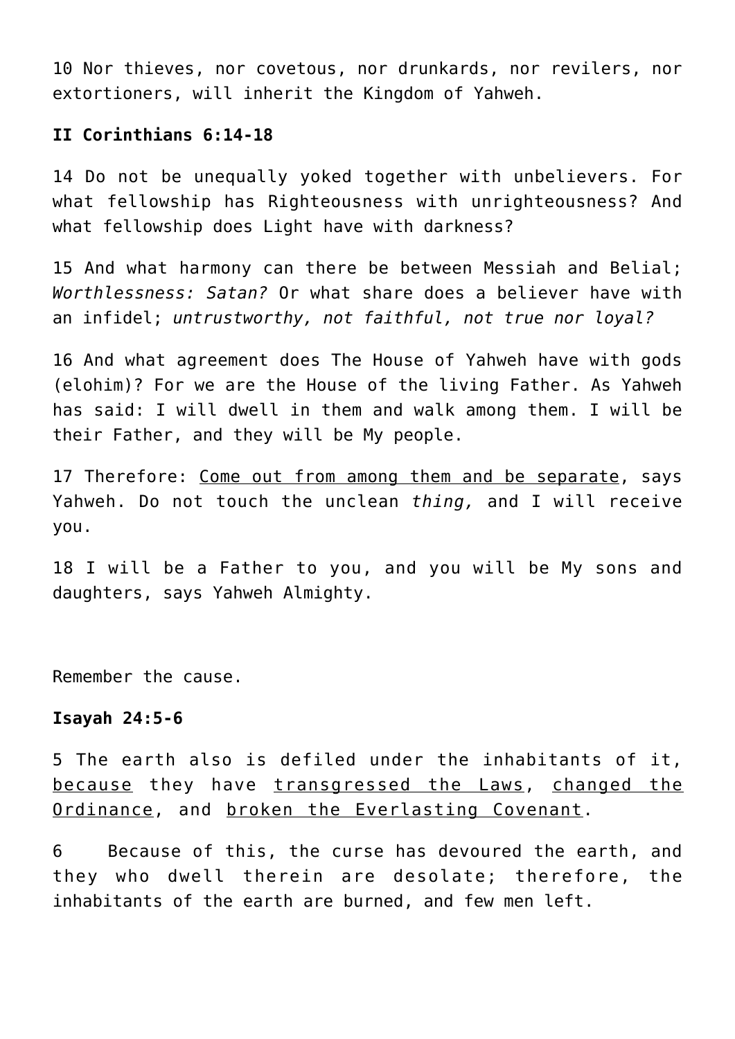10 Nor thieves, nor covetous, nor drunkards, nor revilers, nor extortioners, will inherit the Kingdom of Yahweh.

**II Corinthians 6:14-18**

14 Do not be unequally yoked together with unbelievers. For what fellowship has Righteousness with unrighteousness? And what fellowship does Light have with darkness?

15 And what harmony can there be between Messiah and Belial; *Worthlessness: Satan?* Or what share does a believer have with an infidel; *untrustworthy, not faithful, not true nor loyal?*

16 And what agreement does The House of Yahweh have with gods (elohim)? For we are the House of the living Father. As Yahweh has said: I will dwell in them and walk among them. I will be their Father, and they will be My people.

17 Therefore: <u>Come out from among them and be separate</u>, says Yahweh. Do not touch the unclean *thing,* and I will receive you.

18 I will be a Father to you, and you will be My sons and daughters, says Yahweh Almighty.

Remember the cause.

**Isayah 24:5-6**

5 The earth also is defiled under the inhabitants of it, <u>because</u> they have <u>transgressed the Laws</u>, <u>changed the Ordinance</u>, and <u>broken the Everlasting Covenant</u>.

6 Because of this, the curse has devoured the earth, and they who dwell therein are desolate; therefore, the inhabitants of the earth are burned, and few men left.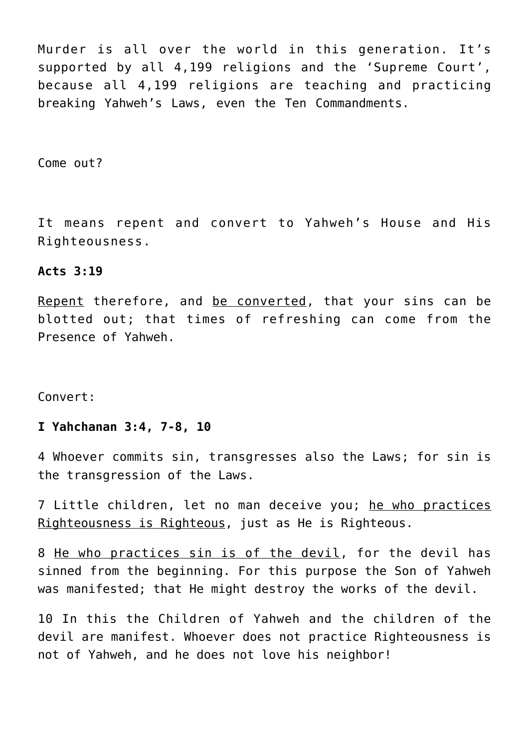Murder is all over the world in this generation. It's supported by all 4,199 religions and the 'Supreme Court', because all 4,199 religions are teaching and practicing breaking Yahweh's Laws, even the Ten Commandments.

Come out?

It means repent and convert to Yahweh's House and His Righteousness.

**Acts 3:19**

<u>Repent</u> therefore, and <u>be converted</u>, that your sins can be blotted out; that times of refreshing can come from the Presence of Yahweh.

Convert:

**I Yahchanan 3:4, 7-8, 10**

4 Whoever commits sin, transgresses also the Laws; for sin is the transgression of the Laws.

7 Little children, let no man deceive you; <u>he who practices Righteousness is Righteous</u>, just as He is Righteous.

8 <u>He who practices sin is of the devil</u>, for the devil has sinned from the beginning. For this purpose the Son of Yahweh was manifested; that He might destroy the works of the devil.

10 In this the Children of Yahweh and the children of the devil are manifest. Whoever does not practice Righteousness is not of Yahweh, and he does not love his neighbor!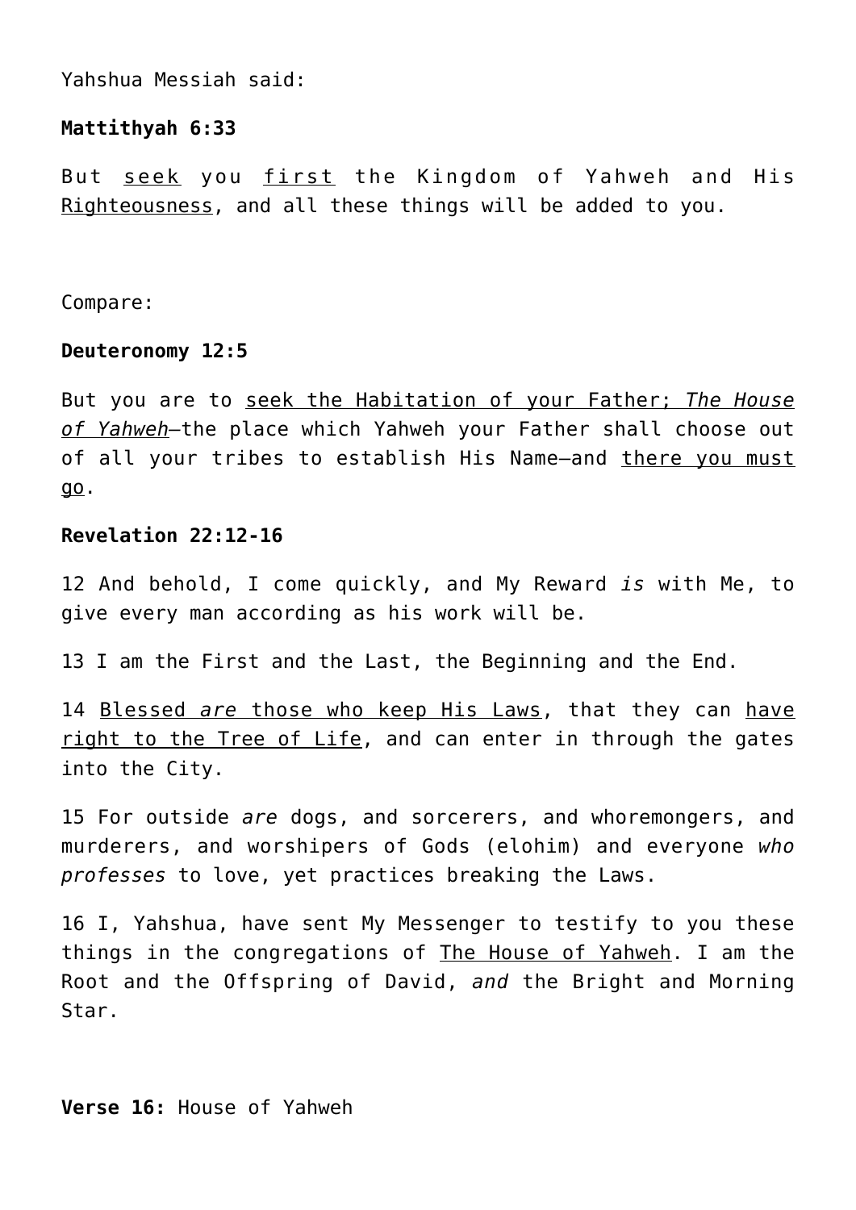Yahshua Messiah said:

**Mattithyah 6:33**

But seek you first the Kingdom of Yahweh and His Righteousness, and all these things will be added to you.

Compare:

**Deuteronomy 12:5**

But you are to seek the Habitation of your Father; *The House of Yahweh*—the place which Yahweh your Father shall choose out of all your tribes to establish His Name—and there you must go.

**Revelation 22:12-16**

12 And behold, I come quickly, and My Reward *is* with Me, to give every man according as his work will be.

13 I am the First and the Last, the Beginning and the End.

14 Blessed *are* those who keep His Laws, that they can have right to the Tree of Life, and can enter in through the gates into the City.

15 For outside *are* dogs, and sorcerers, and whoremongers, and murderers, and worshipers of Gods (elohim) and everyone *who professes* to love, yet practices breaking the Laws.

16 I, Yahshua, have sent My Messenger to testify to you these things in the congregations of The House of Yahweh. I am the Root and the Offspring of David, *and* the Bright and Morning Star.

**Verse 16:** House of Yahweh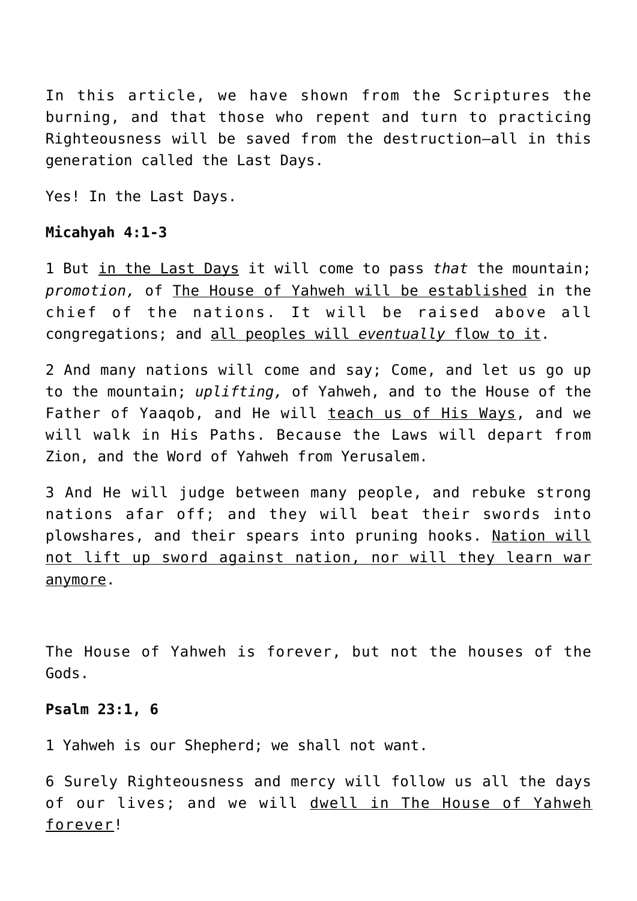In this article, we have shown from the Scriptures the burning, and that those who repent and turn to practicing Righteousness will be saved from the destruction—all in this generation called the Last Days.

Yes! In the Last Days.

**Micahyah 4:1-3**

1 But <u>in the Last Days</u> it will come to pass *that* the mountain; *promotion,* of <u>The House of Yahweh will be established</u> in the chief of the nations. It will be raised above all congregations; and <u>all peoples will *eventually* flow to it</u>.

2 And many nations will come and say; Come, and let us go up to the mountain; *uplifting,* of Yahweh, and to the House of the Father of Yaaqob, and He will <u>teach us of His Ways</u>, and we will walk in His Paths. Because the Laws will depart from Zion, and the Word of Yahweh from Yerusalem.

3 And He will judge between many people, and rebuke strong nations afar off; and they will beat their swords into plowshares, and their spears into pruning hooks. <u>Nation will not lift up sword against nation, nor will they learn war anymore</u>.

The House of Yahweh is forever, but not the houses of the Gods.

**Psalm 23:1, 6**

1 Yahweh is our Shepherd; we shall not want.

6 Surely Righteousness and mercy will follow us all the days of our lives; and we will <u>dwell in The House of Yahweh forever</u>!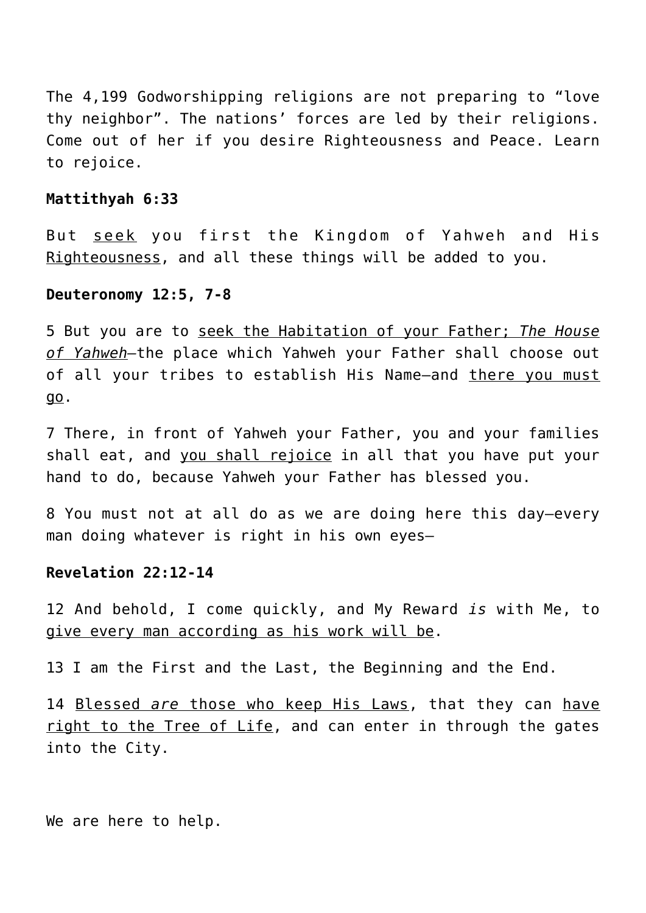The 4,199 Godworshipping religions are not preparing to "love thy neighbor". The nations' forces are led by their religions. Come out of her if you desire Righteousness and Peace. Learn to rejoice.

**Mattithyah 6:33**

But <u>seek</u> you first the Kingdom of Yahweh and His <u>Righteousness</u>, and all these things will be added to you.

**Deuteronomy 12:5, 7-8**

5 But you are to <u>seek the Habitation of your Father; *The House of Yahweh*</u>—the place which Yahweh your Father shall choose out of all your tribes to establish His Name—and <u>there you must go</u>.

7 There, in front of Yahweh your Father, you and your families shall eat, and <u>you shall rejoice</u> in all that you have put your hand to do, because Yahweh your Father has blessed you.

8 You must not at all do as we are doing here this day—every man doing whatever is right in his own eyes—

**Revelation 22:12-14**

12 And behold, I come quickly, and My Reward *is* with Me, to <u>give every man according as his work will be</u>.

13 I am the First and the Last, the Beginning and the End.

14 <u>Blessed *are* those who keep His Laws</u>, that they can <u>have right to the Tree of Life</u>, and can enter in through the gates into the City.

We are here to help.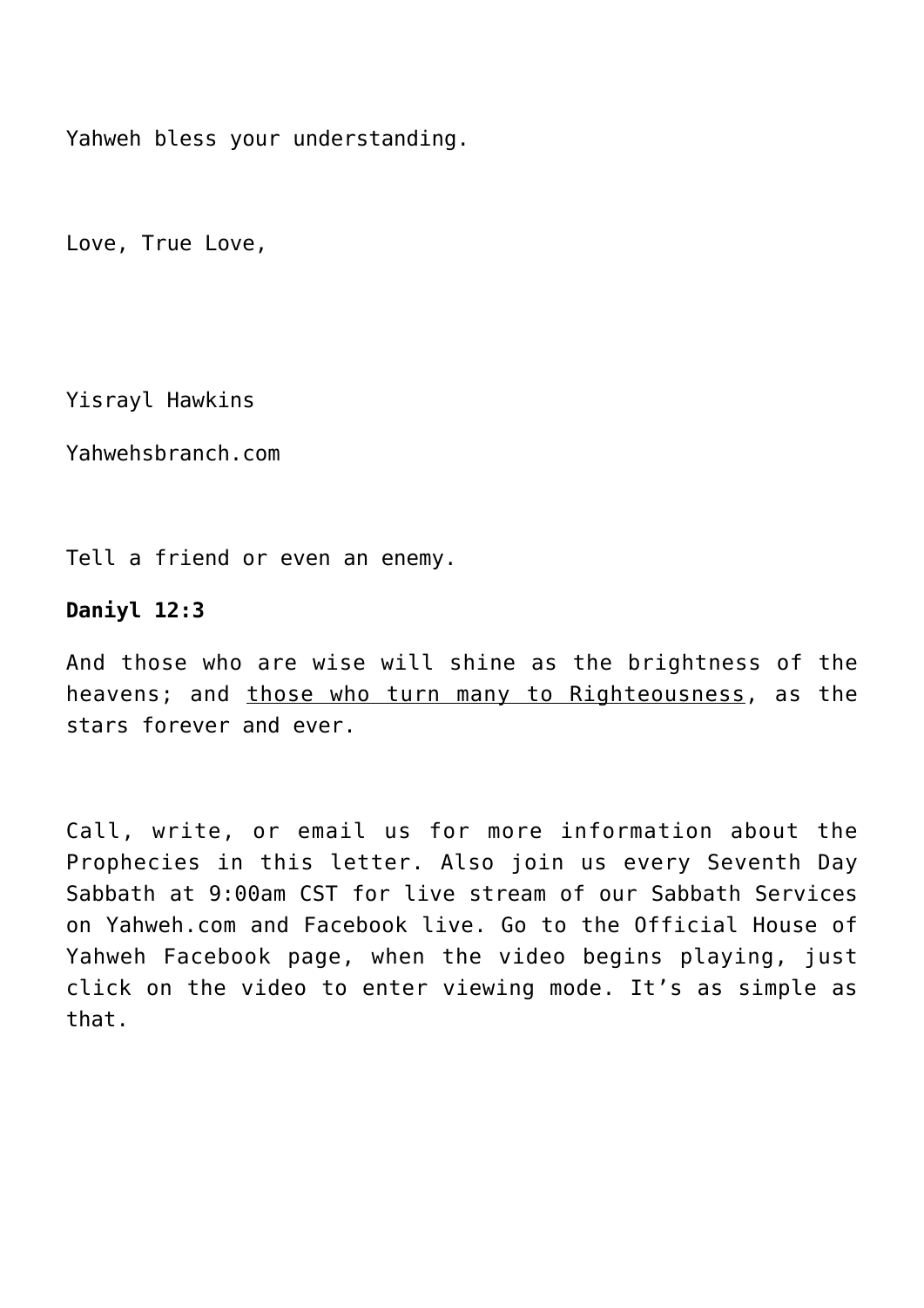Yahweh bless your understanding.

Love, True Love,

Yisrayl Hawkins

Yahwehsbranch.com

Tell a friend or even an enemy.

**Daniyl 12:3**

And those who are wise will shine as the brightness of the heavens; and <u>those who turn many to Righteousness</u>, as the stars forever and ever.

Call, write, or email us for more information about the Prophecies in this letter. Also join us every Seventh Day Sabbath at 9:00am CST for live stream of our Sabbath Services on Yahweh.com and Facebook live. Go to the Official House of Yahweh Facebook page, when the video begins playing, just click on the video to enter viewing mode. It's as simple as that.